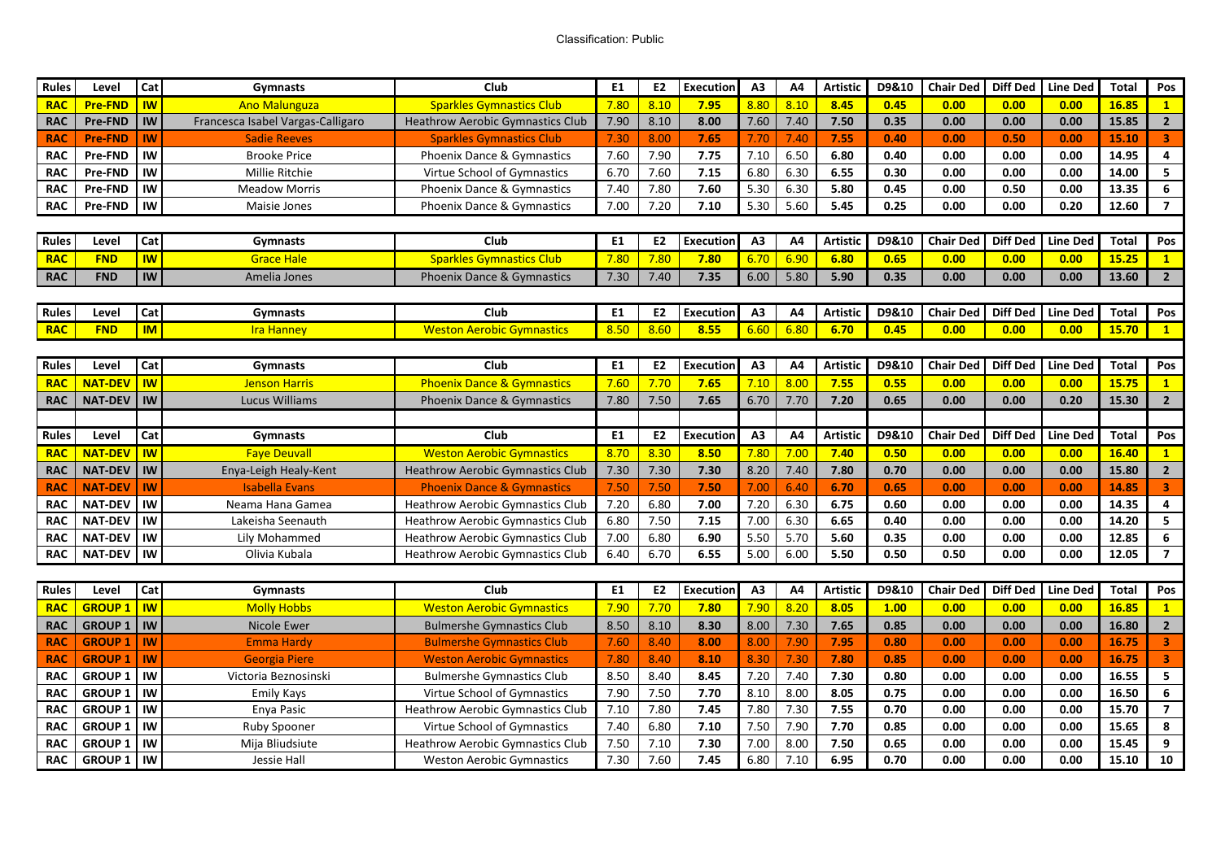Classification: Public

| Rules | Level | Cat | Gymnasts | Club | E1 | E2 | Execution | A3 | A4 | Artistic | D9&10 | Chair Ded | Diff Ded | Line Ded | Total | Pos |
|---|---|---|---|---|---|---|---|---|---|---|---|---|---|---|---|---|
| RAC | Pre-FND | IW | Ano Malunguza | Sparkles Gymnastics Club | 7.80 | 8.10 | 7.95 | 8.80 | 8.10 | 8.45 | 0.45 | 0.00 | 0.00 | 0.00 | 16.85 | 1 |
| RAC | Pre-FND | IW | Francesca Isabel Vargas-Calligaro | Heathrow Aerobic Gymnastics Club | 7.90 | 8.10 | 8.00 | 7.60 | 7.40 | 7.50 | 0.35 | 0.00 | 0.00 | 0.00 | 15.85 | 2 |
| RAC | Pre-FND | IW | Sadie Reeves | Sparkles Gymnastics Club | 7.30 | 8.00 | 7.65 | 7.70 | 7.40 | 7.55 | 0.40 | 0.00 | 0.50 | 0.00 | 15.10 | 3 |
| RAC | Pre-FND | IW | Brooke Price | Phoenix Dance & Gymnastics | 7.60 | 7.90 | 7.75 | 7.10 | 6.50 | 6.80 | 0.40 | 0.00 | 0.00 | 0.00 | 14.95 | 4 |
| RAC | Pre-FND | IW | Millie Ritchie | Virtue School of Gymnastics | 6.70 | 7.60 | 7.15 | 6.80 | 6.30 | 6.55 | 0.30 | 0.00 | 0.00 | 0.00 | 14.00 | 5 |
| RAC | Pre-FND | IW | Meadow Morris | Phoenix Dance & Gymnastics | 7.40 | 7.80 | 7.60 | 5.30 | 6.30 | 5.80 | 0.45 | 0.00 | 0.50 | 0.00 | 13.35 | 6 |
| RAC | Pre-FND | IW | Maisie Jones | Phoenix Dance & Gymnastics | 7.00 | 7.20 | 7.10 | 5.30 | 5.60 | 5.45 | 0.25 | 0.00 | 0.00 | 0.20 | 12.60 | 7 |

| Rules | Level | Cat | Gymnasts | Club | E1 | E2 | Execution | A3 | A4 | Artistic | D9&10 | Chair Ded | Diff Ded | Line Ded | Total | Pos |
|---|---|---|---|---|---|---|---|---|---|---|---|---|---|---|---|---|
| RAC | FND | IW | Grace Hale | Sparkles Gymnastics Club | 7.80 | 7.80 | 7.80 | 6.70 | 6.90 | 6.80 | 0.65 | 0.00 | 0.00 | 0.00 | 15.25 | 1 |
| RAC | FND | IW | Amelia Jones | Phoenix Dance & Gymnastics | 7.30 | 7.40 | 7.35 | 6.00 | 5.80 | 5.90 | 0.35 | 0.00 | 0.00 | 0.00 | 13.60 | 2 |

| Rules | Level | Cat | Gymnasts | Club | E1 | E2 | Execution | A3 | A4 | Artistic | D9&10 | Chair Ded | Diff Ded | Line Ded | Total | Pos |
|---|---|---|---|---|---|---|---|---|---|---|---|---|---|---|---|---|
| RAC | FND | IM | Ira Hanney | Weston Aerobic Gymnastics | 8.50 | 8.60 | 8.55 | 6.60 | 6.80 | 6.70 | 0.45 | 0.00 | 0.00 | 0.00 | 15.70 | 1 |

| Rules | Level | Cat | Gymnasts | Club | E1 | E2 | Execution | A3 | A4 | Artistic | D9&10 | Chair Ded | Diff Ded | Line Ded | Total | Pos |
|---|---|---|---|---|---|---|---|---|---|---|---|---|---|---|---|---|
| RAC | NAT-DEV | IW | Jenson Harris | Phoenix Dance & Gymnastics | 7.60 | 7.70 | 7.65 | 7.10 | 8.00 | 7.55 | 0.55 | 0.00 | 0.00 | 0.00 | 15.75 | 1 |
| RAC | NAT-DEV | IW | Lucus Williams | Phoenix Dance & Gymnastics | 7.80 | 7.50 | 7.65 | 6.70 | 7.70 | 7.20 | 0.65 | 0.00 | 0.00 | 0.20 | 15.30 | 2 |

| Rules | Level | Cat | Gymnasts | Club | E1 | E2 | Execution | A3 | A4 | Artistic | D9&10 | Chair Ded | Diff Ded | Line Ded | Total | Pos |
|---|---|---|---|---|---|---|---|---|---|---|---|---|---|---|---|---|
| RAC | NAT-DEV | IW | Faye Deuvall | Weston Aerobic Gymnastics | 8.70 | 8.30 | 8.50 | 7.80 | 7.00 | 7.40 | 0.50 | 0.00 | 0.00 | 0.00 | 16.40 | 1 |
| RAC | NAT-DEV | IW | Enya-Leigh Healy-Kent | Heathrow Aerobic Gymnastics Club | 7.30 | 7.30 | 7.30 | 8.20 | 7.40 | 7.80 | 0.70 | 0.00 | 0.00 | 0.00 | 15.80 | 2 |
| RAC | NAT-DEV | IW | Isabella Evans | Phoenix Dance & Gymnastics | 7.50 | 7.50 | 7.50 | 7.00 | 6.40 | 6.70 | 0.65 | 0.00 | 0.00 | 0.00 | 14.85 | 3 |
| RAC | NAT-DEV | IW | Neama Hana Gamea | Heathrow Aerobic Gymnastics Club | 7.20 | 6.80 | 7.00 | 7.20 | 6.30 | 6.75 | 0.60 | 0.00 | 0.00 | 0.00 | 14.35 | 4 |
| RAC | NAT-DEV | IW | Lakeisha Seenauth | Heathrow Aerobic Gymnastics Club | 6.80 | 7.50 | 7.15 | 7.00 | 6.30 | 6.65 | 0.40 | 0.00 | 0.00 | 0.00 | 14.20 | 5 |
| RAC | NAT-DEV | IW | Lily Mohammed | Heathrow Aerobic Gymnastics Club | 7.00 | 6.80 | 6.90 | 5.50 | 5.70 | 5.60 | 0.35 | 0.00 | 0.00 | 0.00 | 12.85 | 6 |
| RAC | NAT-DEV | IW | Olivia Kubala | Heathrow Aerobic Gymnastics Club | 6.40 | 6.70 | 6.55 | 5.00 | 6.00 | 5.50 | 0.50 | 0.50 | 0.00 | 0.00 | 12.05 | 7 |

| Rules | Level | Cat | Gymnasts | Club | E1 | E2 | Execution | A3 | A4 | Artistic | D9&10 | Chair Ded | Diff Ded | Line Ded | Total | Pos |
|---|---|---|---|---|---|---|---|---|---|---|---|---|---|---|---|---|
| RAC | GROUP 1 | IW | Molly Hobbs | Weston Aerobic Gymnastics | 7.90 | 7.70 | 7.80 | 7.90 | 8.20 | 8.05 | 1.00 | 0.00 | 0.00 | 0.00 | 16.85 | 1 |
| RAC | GROUP 1 | IW | Nicole Ewer | Bulmershe Gymnastics Club | 8.50 | 8.10 | 8.30 | 8.00 | 7.30 | 7.65 | 0.85 | 0.00 | 0.00 | 0.00 | 16.80 | 2 |
| RAC | GROUP 1 | IW | Emma Hardy | Bulmershe Gymnastics Club | 7.60 | 8.40 | 8.00 | 8.00 | 7.90 | 7.95 | 0.80 | 0.00 | 0.00 | 0.00 | 16.75 | 3 |
| RAC | GROUP 1 | IW | Georgia Piere | Weston Aerobic Gymnastics | 7.80 | 8.40 | 8.10 | 8.30 | 7.30 | 7.80 | 0.85 | 0.00 | 0.00 | 0.00 | 16.75 | 3 |
| RAC | GROUP 1 | IW | Victoria Beznosinski | Bulmershe Gymnastics Club | 8.50 | 8.40 | 8.45 | 7.20 | 7.40 | 7.30 | 0.80 | 0.00 | 0.00 | 0.00 | 16.55 | 5 |
| RAC | GROUP 1 | IW | Emily Kays | Virtue School of Gymnastics | 7.90 | 7.50 | 7.70 | 8.10 | 8.00 | 8.05 | 0.75 | 0.00 | 0.00 | 0.00 | 16.50 | 6 |
| RAC | GROUP 1 | IW | Enya Pasic | Heathrow Aerobic Gymnastics Club | 7.10 | 7.80 | 7.45 | 7.80 | 7.30 | 7.55 | 0.70 | 0.00 | 0.00 | 0.00 | 15.70 | 7 |
| RAC | GROUP 1 | IW | Ruby Spooner | Virtue School of Gymnastics | 7.40 | 6.80 | 7.10 | 7.50 | 7.90 | 7.70 | 0.85 | 0.00 | 0.00 | 0.00 | 15.65 | 8 |
| RAC | GROUP 1 | IW | Mija Bliudsiute | Heathrow Aerobic Gymnastics Club | 7.50 | 7.10 | 7.30 | 7.00 | 8.00 | 7.50 | 0.65 | 0.00 | 0.00 | 0.00 | 15.45 | 9 |
| RAC | GROUP 1 | IW | Jessie Hall | Weston Aerobic Gymnastics | 7.30 | 7.60 | 7.45 | 6.80 | 7.10 | 6.95 | 0.70 | 0.00 | 0.00 | 0.00 | 15.10 | 10 |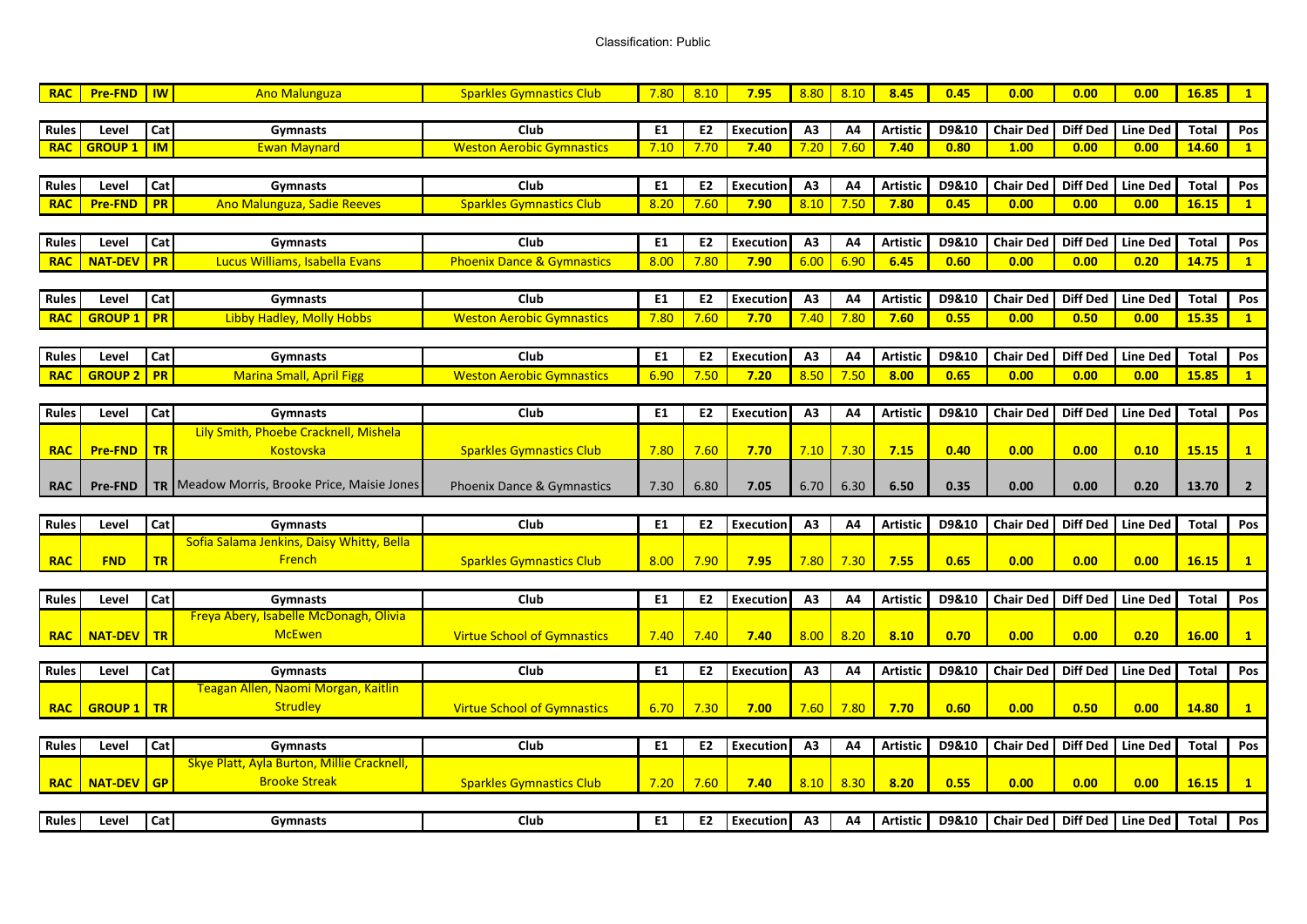| RAC | Pre-FND | IW | Ano Malunguza | Sparkles Gymnastics Club | 7.80 | 8.10 | 7.95 | 8.80 | 8.10 | 8.45 | 0.45 | 0.00 | 0.00 | 0.00 | 16.85 | 1 |
|---|---|---|---|---|---|---|---|---|---|---|---|---|---|---|---|---|

| Rules | Level | Cat | Gymnasts | Club | E1 | E2 | Execution | A3 | A4 | Artistic | D9&10 | Chair Ded | Diff Ded | Line Ded | Total | Pos |
|---|---|---|---|---|---|---|---|---|---|---|---|---|---|---|---|---|
| RAC | GROUP 1 | IM | Ewan Maynard | Weston Aerobic Gymnastics | 7.10 | 7.70 | 7.40 | 7.20 | 7.60 | 7.40 | 0.80 | 1.00 | 0.00 | 0.00 | 14.60 | 1 |

| Rules | Level | Cat | Gymnasts | Club | E1 | E2 | Execution | A3 | A4 | Artistic | D9&10 | Chair Ded | Diff Ded | Line Ded | Total | Pos |
|---|---|---|---|---|---|---|---|---|---|---|---|---|---|---|---|---|
| RAC | Pre-FND | PR | Ano Malunguza, Sadie Reeves | Sparkles Gymnastics Club | 8.20 | 7.60 | 7.90 | 8.10 | 7.50 | 7.80 | 0.45 | 0.00 | 0.00 | 0.00 | 16.15 | 1 |

| Rules | Level | Cat | Gymnasts | Club | E1 | E2 | Execution | A3 | A4 | Artistic | D9&10 | Chair Ded | Diff Ded | Line Ded | Total | Pos |
|---|---|---|---|---|---|---|---|---|---|---|---|---|---|---|---|---|
| RAC | NAT-DEV | PR | Lucus Williams, Isabella Evans | Phoenix Dance & Gymnastics | 8.00 | 7.80 | 7.90 | 6.00 | 6.90 | 6.45 | 0.60 | 0.00 | 0.00 | 0.20 | 14.75 | 1 |

| Rules | Level | Cat | Gymnasts | Club | E1 | E2 | Execution | A3 | A4 | Artistic | D9&10 | Chair Ded | Diff Ded | Line Ded | Total | Pos |
|---|---|---|---|---|---|---|---|---|---|---|---|---|---|---|---|---|
| RAC | GROUP 1 | PR | Libby Hadley, Molly Hobbs | Weston Aerobic Gymnastics | 7.80 | 7.60 | 7.70 | 7.40 | 7.80 | 7.60 | 0.55 | 0.00 | 0.50 | 0.00 | 15.35 | 1 |

| Rules | Level | Cat | Gymnasts | Club | E1 | E2 | Execution | A3 | A4 | Artistic | D9&10 | Chair Ded | Diff Ded | Line Ded | Total | Pos |
|---|---|---|---|---|---|---|---|---|---|---|---|---|---|---|---|---|
| RAC | GROUP 2 | PR | Marina Small, April Figg | Weston Aerobic Gymnastics | 6.90 | 7.50 | 7.20 | 8.50 | 7.50 | 8.00 | 0.65 | 0.00 | 0.00 | 0.00 | 15.85 | 1 |

| Rules | Level | Cat | Gymnasts | Club | E1 | E2 | Execution | A3 | A4 | Artistic | D9&10 | Chair Ded | Diff Ded | Line Ded | Total | Pos |
|---|---|---|---|---|---|---|---|---|---|---|---|---|---|---|---|---|
| RAC | Pre-FND | TR | Lily Smith, Phoebe Cracknell, Mishela Kostovska | Sparkles Gymnastics Club | 7.80 | 7.60 | 7.70 | 7.10 | 7.30 | 7.15 | 0.40 | 0.00 | 0.00 | 0.10 | 15.15 | 1 |
| RAC | Pre-FND | TR | Meadow Morris, Brooke Price, Maisie Jones | Phoenix Dance & Gymnastics | 7.30 | 6.80 | 7.05 | 6.70 | 6.30 | 6.50 | 0.35 | 0.00 | 0.00 | 0.20 | 13.70 | 2 |

| Rules | Level | Cat | Gymnasts | Club | E1 | E2 | Execution | A3 | A4 | Artistic | D9&10 | Chair Ded | Diff Ded | Line Ded | Total | Pos |
|---|---|---|---|---|---|---|---|---|---|---|---|---|---|---|---|---|
| RAC | FND | TR | Sofia Salama Jenkins, Daisy Whitty, Bella French | Sparkles Gymnastics Club | 8.00 | 7.90 | 7.95 | 7.80 | 7.30 | 7.55 | 0.65 | 0.00 | 0.00 | 0.00 | 16.15 | 1 |

| Rules | Level | Cat | Gymnasts | Club | E1 | E2 | Execution | A3 | A4 | Artistic | D9&10 | Chair Ded | Diff Ded | Line Ded | Total | Pos |
|---|---|---|---|---|---|---|---|---|---|---|---|---|---|---|---|---|
| RAC | NAT-DEV | TR | Freya Abery, Isabelle McDonagh, Olivia McEwen | Virtue School of Gymnastics | 7.40 | 7.40 | 7.40 | 8.00 | 8.20 | 8.10 | 0.70 | 0.00 | 0.00 | 0.20 | 16.00 | 1 |

| Rules | Level | Cat | Gymnasts | Club | E1 | E2 | Execution | A3 | A4 | Artistic | D9&10 | Chair Ded | Diff Ded | Line Ded | Total | Pos |
|---|---|---|---|---|---|---|---|---|---|---|---|---|---|---|---|---|
| RAC | GROUP 1 | TR | Teagan Allen, Naomi Morgan, Kaitlin Strudley | Virtue School of Gymnastics | 6.70 | 7.30 | 7.00 | 7.60 | 7.80 | 7.70 | 0.60 | 0.00 | 0.50 | 0.00 | 14.80 | 1 |

| Rules | Level | Cat | Gymnasts | Club | E1 | E2 | Execution | A3 | A4 | Artistic | D9&10 | Chair Ded | Diff Ded | Line Ded | Total | Pos |
|---|---|---|---|---|---|---|---|---|---|---|---|---|---|---|---|---|
| RAC | NAT-DEV | GP | Skye Platt, Ayla Burton, Millie Cracknell, Brooke Streak | Sparkles Gymnastics Club | 7.20 | 7.60 | 7.40 | 8.10 | 8.30 | 8.20 | 0.55 | 0.00 | 0.00 | 0.00 | 16.15 | 1 |

| Rules | Level | Cat | Gymnasts | Club | E1 | E2 | Execution | A3 | A4 | Artistic | D9&10 | Chair Ded | Diff Ded | Line Ded | Total | Pos |
|---|---|---|---|---|---|---|---|---|---|---|---|---|---|---|---|---|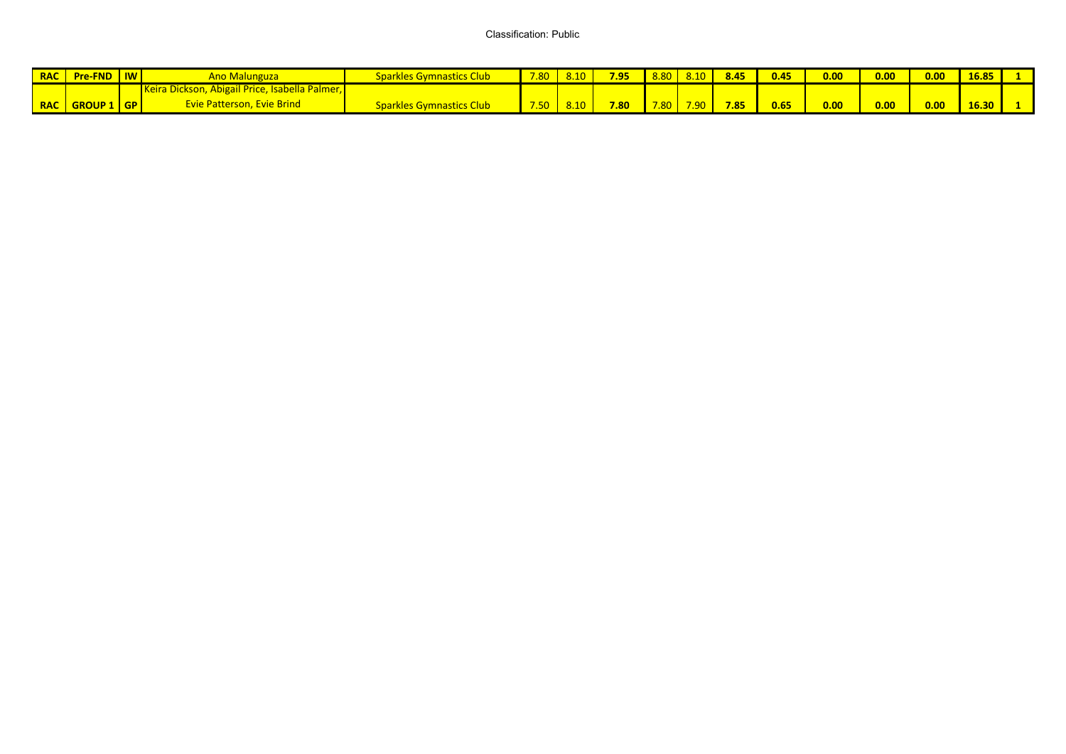Classification: Public

| | | | | | | | | | | | | | | | | |
|---|---|---|---|---|---|---|---|---|---|---|---|---|---|---|---|---|
| RAC | Pre-FND | IW | Ano Malunguza | Sparkles Gymnastics Club | 7.80 | 8.10 | 7.95 | 8.80 | 8.10 | 8.45 | 0.45 | 0.00 | 0.00 | 0.00 | 16.85 | 1 |
| RAC | GROUP 1 | GP | Keira Dickson, Abigail Price, Isabella Palmer, Evie Patterson, Evie Brind | Sparkles Gymnastics Club | 7.50 | 8.10 | 7.80 | 7.80 | 7.90 | 7.85 | 0.65 | 0.00 | 0.00 | 0.00 | 16.30 | 1 |